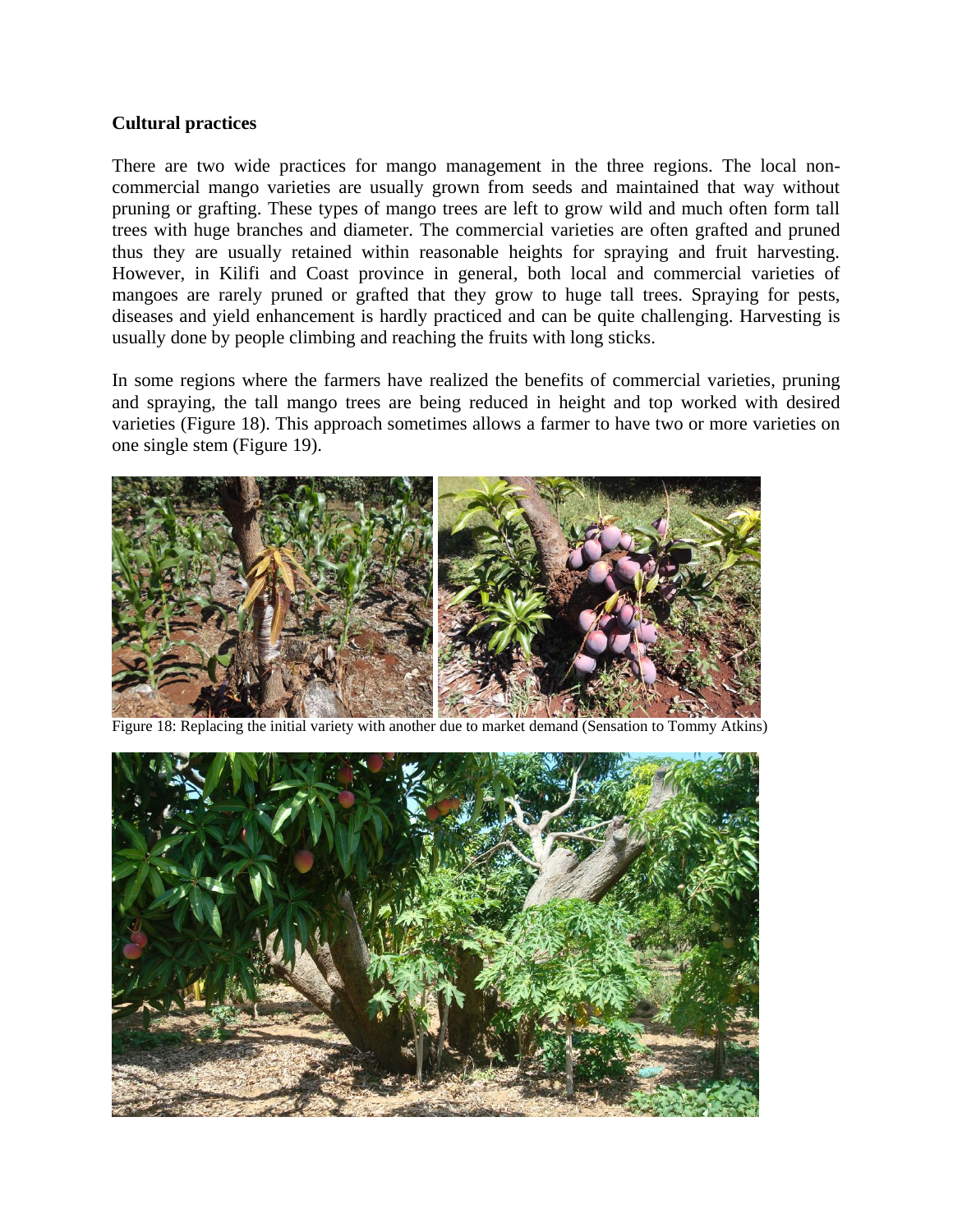**Cultural practices**

There are two wide practices for mango management in the three regions. The local non-commercial mango varieties are usually grown from seeds and maintained that way without pruning or grafting. These types of mango trees are left to grow wild and much often form tall trees with huge branches and diameter. The commercial varieties are often grafted and pruned thus they are usually retained within reasonable heights for spraying and fruit harvesting. However, in Kilifi and Coast province in general, both local and commercial varieties of mangoes are rarely pruned or grafted that they grow to huge tall trees. Spraying for pests, diseases and yield enhancement is hardly practiced and can be quite challenging. Harvesting is usually done by people climbing and reaching the fruits with long sticks.

In some regions where the farmers have realized the benefits of commercial varieties, pruning and spraying, the tall mango trees are being reduced in height and top worked with desired varieties (Figure 18). This approach sometimes allows a farmer to have two or more varieties on one single stem (Figure 19).

Figure 18: Replacing the initial variety with another due to market demand (Sensation to Tommy Atkins)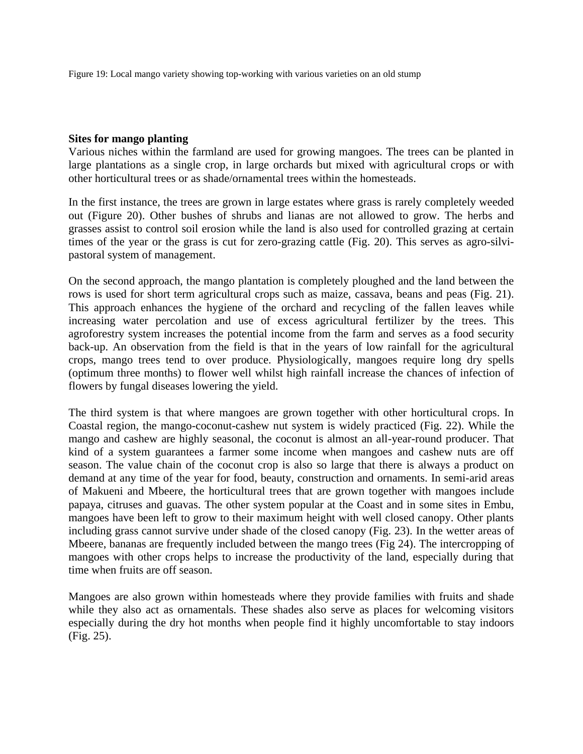Figure 19: Local mango variety showing top-working with various varieties on an old stump

**Sites for mango planting**

Various niches within the farmland are used for growing mangoes. The trees can be planted in large plantations as a single crop, in large orchards but mixed with agricultural crops or with other horticultural trees or as shade/ornamental trees within the homesteads.

In the first instance, the trees are grown in large estates where grass is rarely completely weeded out (Figure 20). Other bushes of shrubs and lianas are not allowed to grow. The herbs and grasses assist to control soil erosion while the land is also used for controlled grazing at certain times of the year or the grass is cut for zero-grazing cattle (Fig. 20). This serves as agro-silvi-pastoral system of management.

On the second approach, the mango plantation is completely ploughed and the land between the rows is used for short term agricultural crops such as maize, cassava, beans and peas (Fig. 21). This approach enhances the hygiene of the orchard and recycling of the fallen leaves while increasing water percolation and use of excess agricultural fertilizer by the trees. This agroforestry system increases the potential income from the farm and serves as a food security back-up. An observation from the field is that in the years of low rainfall for the agricultural crops, mango trees tend to over produce. Physiologically, mangoes require long dry spells (optimum three months) to flower well whilst high rainfall increase the chances of infection of flowers by fungal diseases lowering the yield.

The third system is that where mangoes are grown together with other horticultural crops. In Coastal region, the mango-coconut-cashew nut system is widely practiced (Fig. 22). While the mango and cashew are highly seasonal, the coconut is almost an all-year-round producer. That kind of a system guarantees a farmer some income when mangoes and cashew nuts are off season. The value chain of the coconut crop is also so large that there is always a product on demand at any time of the year for food, beauty, construction and ornaments. In semi-arid areas of Makueni and Mbeere, the horticultural trees that are grown together with mangoes include papaya, citruses and guavas. The other system popular at the Coast and in some sites in Embu, mangoes have been left to grow to their maximum height with well closed canopy. Other plants including grass cannot survive under shade of the closed canopy (Fig. 23). In the wetter areas of Mbeere, bananas are frequently included between the mango trees (Fig 24). The intercropping of mangoes with other crops helps to increase the productivity of the land, especially during that time when fruits are off season.

Mangoes are also grown within homesteads where they provide families with fruits and shade while they also act as ornamentals. These shades also serve as places for welcoming visitors especially during the dry hot months when people find it highly uncomfortable to stay indoors (Fig. 25).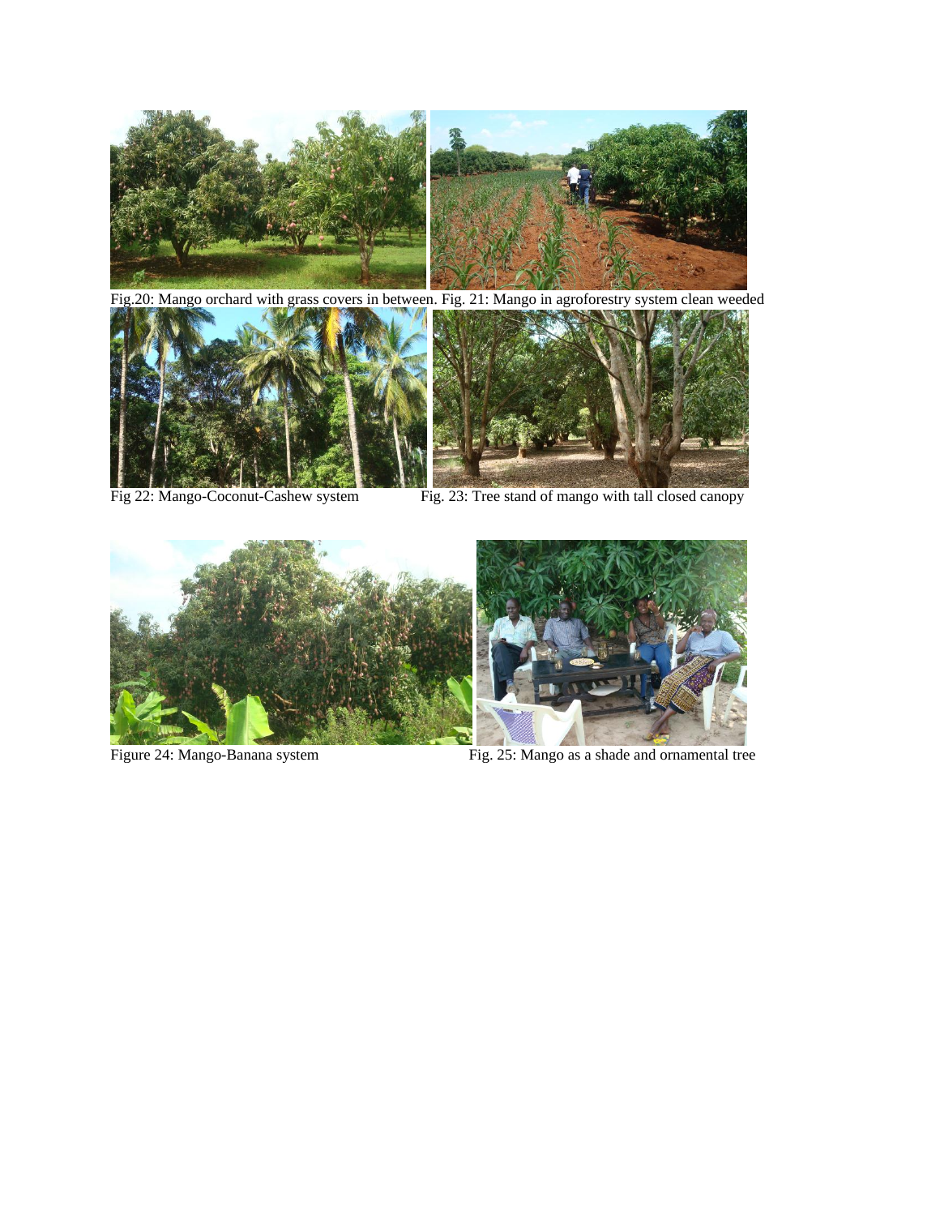Fig.20: Mango orchard with grass covers in between. Fig. 21: Mango in agroforestry system clean weeded

Fig 22: Mango-Coconut-Cashew system

Fig. 23: Tree stand of mango with tall closed canopy

Figure 24: Mango-Banana system

Fig. 25: Mango as a shade and ornamental tree